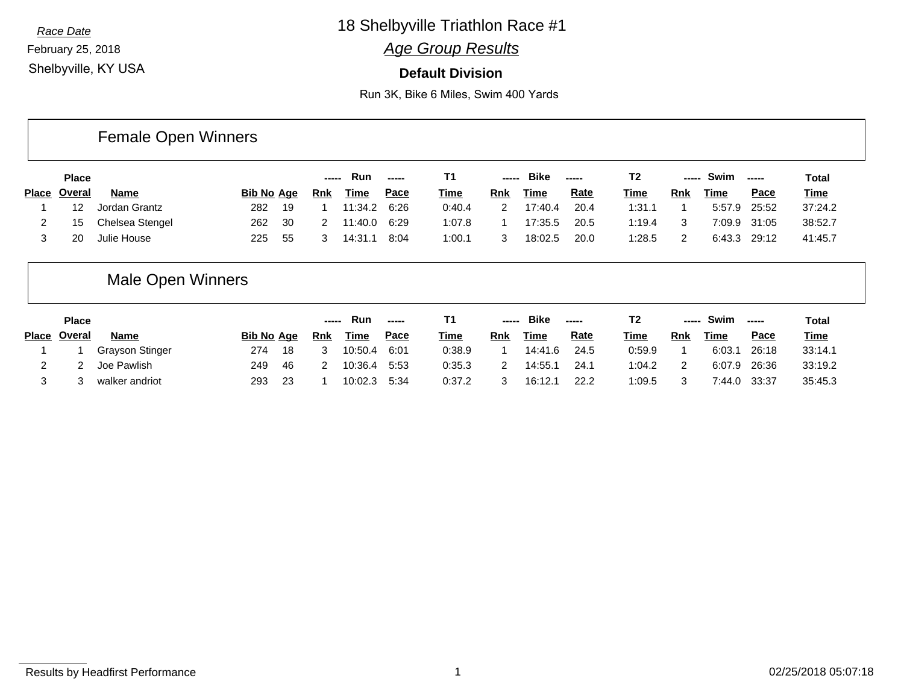*Race Date*
February 25, 2018
Shelbyville, KY USA

# 18 Shelbyville Triathlon Race #1

## *Age Group Results*

### Default Division

Run 3K, Bike 6 Miles, Swim 400 Yards

## Female Open Winners

| Place | Place Overal | Name | Bib No | Age | Run Rnk | Run Time | Run Pace | T1 Time | Bike Rnk | Bike Time | Bike Rate | T2 Time | Swim Rnk | Swim Time | Swim Pace | Total Time |
|---|---|---|---|---|---|---|---|---|---|---|---|---|---|---|---|---|
| 1 | 12 | Jordan Grantz | 282 | 19 | 1 | 11:34.2 | 6:26 | 0:40.4 | 2 | 17:40.4 | 20.4 | 1:31.1 | 1 | 5:57.9 | 25:52 | 37:24.2 |
| 2 | 15 | Chelsea Stengel | 262 | 30 | 2 | 11:40.0 | 6:29 | 1:07.8 | 1 | 17:35.5 | 20.5 | 1:19.4 | 3 | 7:09.9 | 31:05 | 38:52.7 |
| 3 | 20 | Julie House | 225 | 55 | 3 | 14:31.1 | 8:04 | 1:00.1 | 3 | 18:02.5 | 20.0 | 1:28.5 | 2 | 6:43.3 | 29:12 | 41:45.7 |

## Male Open Winners

| Place | Place Overal | Name | Bib No | Age | Run Rnk | Run Time | Run Pace | T1 Time | Bike Rnk | Bike Time | Bike Rate | T2 Time | Swim Rnk | Swim Time | Swim Pace | Total Time |
|---|---|---|---|---|---|---|---|---|---|---|---|---|---|---|---|---|
| 1 | 1 | Grayson Stinger | 274 | 18 | 3 | 10:50.4 | 6:01 | 0:38.9 | 1 | 14:41.6 | 24.5 | 0:59.9 | 1 | 6:03.1 | 26:18 | 33:14.1 |
| 2 | 2 | Joe Pawlish | 249 | 46 | 2 | 10:36.4 | 5:53 | 0:35.3 | 2 | 14:55.1 | 24.1 | 1:04.2 | 2 | 6:07.9 | 26:36 | 33:19.2 |
| 3 | 3 | walker andriot | 293 | 23 | 1 | 10:02.3 | 5:34 | 0:37.2 | 3 | 16:12.1 | 22.2 | 1:09.5 | 3 | 7:44.0 | 33:37 | 35:45.3 |

Results by Headfirst Performance

02/25/2018 05:07:18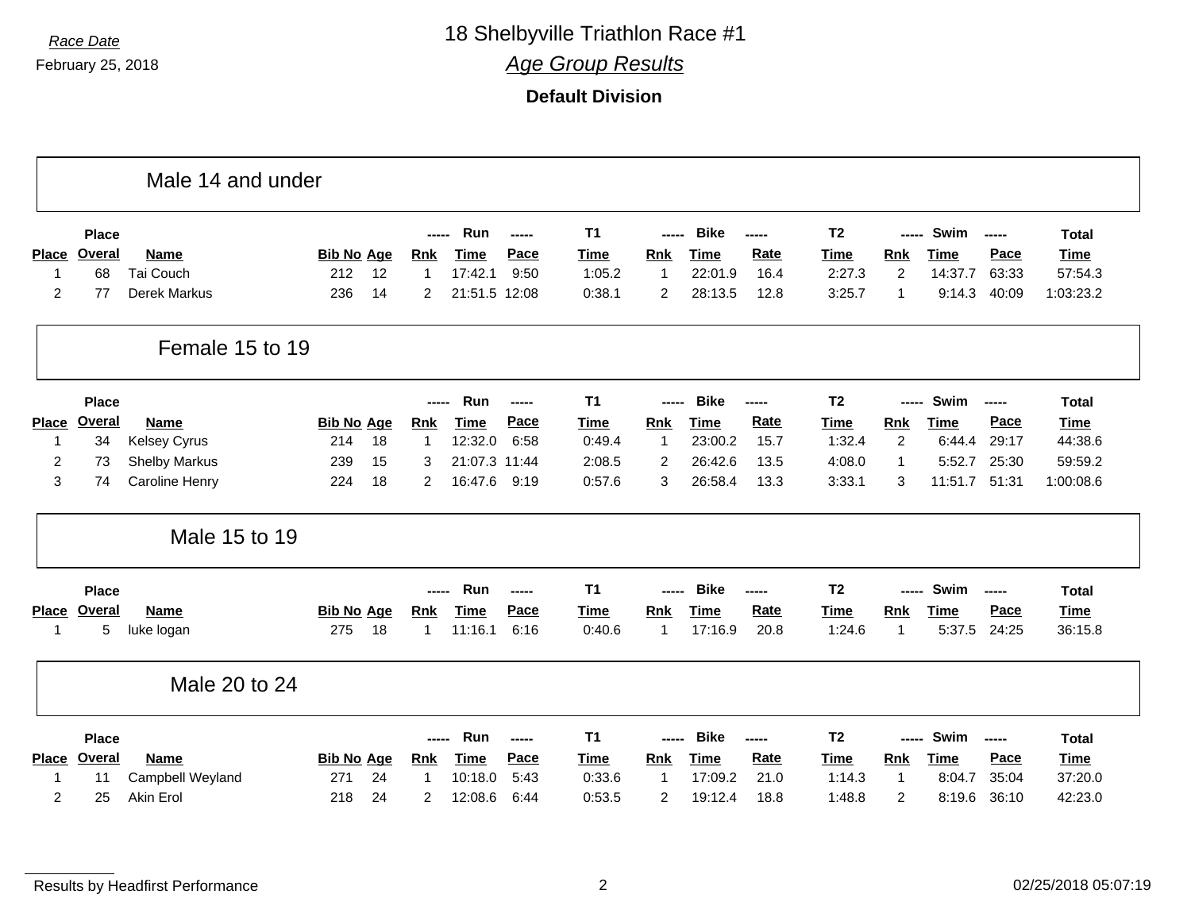*Race Date*

February 25, 2018

# 18 Shelbyville Triathlon Race #1

## *Age Group Results*

**Default Division**

### Male 14 and under

| Place | Place Overal | Name | Bib No | Age | Run Rnk | Run Time | Run Pace | T1 Time | Bike Rnk | Bike Time | Bike Rate | T2 Time | Swim Rnk | Swim Time | Swim Pace | Total Time |
|---|---|---|---|---|---|---|---|---|---|---|---|---|---|---|---|---|
| 1 | 68 | Tai Couch | 212 | 12 | 1 | 17:42.1 | 9:50 | 1:05.2 | 1 | 22:01.9 | 16.4 | 2:27.3 | 2 | 14:37.7 | 63:33 | 57:54.3 |
| 2 | 77 | Derek Markus | 236 | 14 | 2 | 21:51.5 | 12:08 | 0:38.1 | 2 | 28:13.5 | 12.8 | 3:25.7 | 1 | 9:14.3 | 40:09 | 1:03:23.2 |

### Female 15 to 19

| Place | Place Overal | Name | Bib No | Age | Run Rnk | Run Time | Run Pace | T1 Time | Bike Rnk | Bike Time | Bike Rate | T2 Time | Swim Rnk | Swim Time | Swim Pace | Total Time |
|---|---|---|---|---|---|---|---|---|---|---|---|---|---|---|---|---|
| 1 | 34 | Kelsey Cyrus | 214 | 18 | 1 | 12:32.0 | 6:58 | 0:49.4 | 1 | 23:00.2 | 15.7 | 1:32.4 | 2 | 6:44.4 | 29:17 | 44:38.6 |
| 2 | 73 | Shelby Markus | 239 | 15 | 3 | 21:07.3 | 11:44 | 2:08.5 | 2 | 26:42.6 | 13.5 | 4:08.0 | 1 | 5:52.7 | 25:30 | 59:59.2 |
| 3 | 74 | Caroline Henry | 224 | 18 | 2 | 16:47.6 | 9:19 | 0:57.6 | 3 | 26:58.4 | 13.3 | 3:33.1 | 3 | 11:51.7 | 51:31 | 1:00:08.6 |

### Male 15 to 19

| Place | Place Overal | Name | Bib No | Age | Run Rnk | Run Time | Run Pace | T1 Time | Bike Rnk | Bike Time | Bike Rate | T2 Time | Swim Rnk | Swim Time | Swim Pace | Total Time |
|---|---|---|---|---|---|---|---|---|---|---|---|---|---|---|---|---|
| 1 | 5 | luke logan | 275 | 18 | 1 | 11:16.1 | 6:16 | 0:40.6 | 1 | 17:16.9 | 20.8 | 1:24.6 | 1 | 5:37.5 | 24:25 | 36:15.8 |

### Male 20 to 24

| Place | Place Overal | Name | Bib No | Age | Run Rnk | Run Time | Run Pace | T1 Time | Bike Rnk | Bike Time | Bike Rate | T2 Time | Swim Rnk | Swim Time | Swim Pace | Total Time |
|---|---|---|---|---|---|---|---|---|---|---|---|---|---|---|---|---|
| 1 | 11 | Campbell Weyland | 271 | 24 | 1 | 10:18.0 | 5:43 | 0:33.6 | 1 | 17:09.2 | 21.0 | 1:14.3 | 1 | 8:04.7 | 35:04 | 37:20.0 |
| 2 | 25 | Akin Erol | 218 | 24 | 2 | 12:08.6 | 6:44 | 0:53.5 | 2 | 19:12.4 | 18.8 | 1:48.8 | 2 | 8:19.6 | 36:10 | 42:23.0 |

Results by Headfirst Performance — 02/25/2018 05:07:19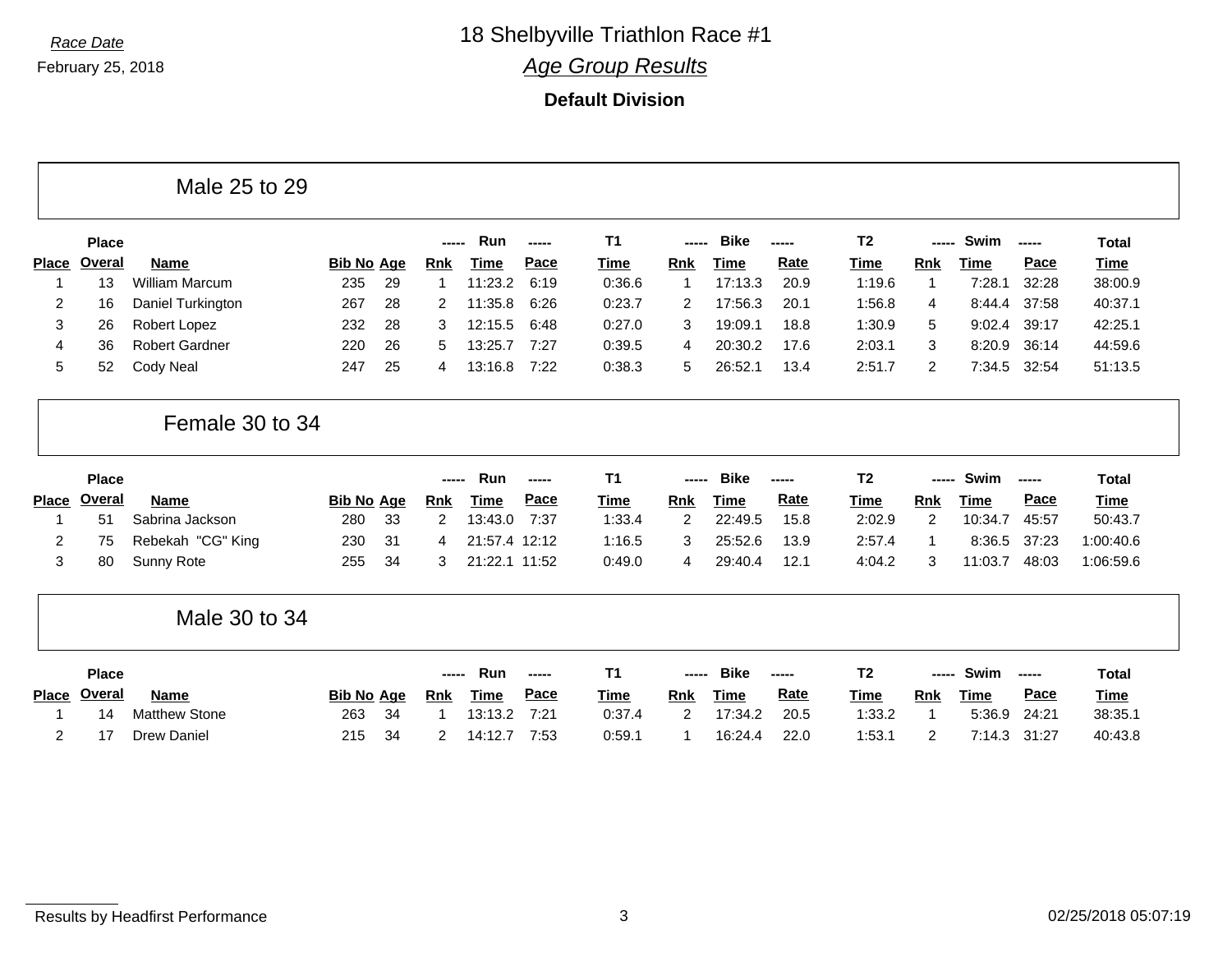*Race Date*

February 25, 2018

# 18 Shelbyville Triathlon Race #1

## *Age Group Results*

### Default Division

## Male 25 to 29

| Place | Place Overal | Name | Bib No | Age | Run Rnk | Run Time | Run Pace | T1 Time | Bike Rnk | Bike Time | Bike Rate | T2 Time | Swim Rnk | Swim Time | Swim Pace | Total Time |
|---|---|---|---|---|---|---|---|---|---|---|---|---|---|---|---|---|
| 1 | 13 | William Marcum | 235 | 29 | 1 | 11:23.2 | 6:19 | 0:36.6 | 1 | 17:13.3 | 20.9 | 1:19.6 | 1 | 7:28.1 | 32:28 | 38:00.9 |
| 2 | 16 | Daniel Turkington | 267 | 28 | 2 | 11:35.8 | 6:26 | 0:23.7 | 2 | 17:56.3 | 20.1 | 1:56.8 | 4 | 8:44.4 | 37:58 | 40:37.1 |
| 3 | 26 | Robert Lopez | 232 | 28 | 3 | 12:15.5 | 6:48 | 0:27.0 | 3 | 19:09.1 | 18.8 | 1:30.9 | 5 | 9:02.4 | 39:17 | 42:25.1 |
| 4 | 36 | Robert Gardner | 220 | 26 | 5 | 13:25.7 | 7:27 | 0:39.5 | 4 | 20:30.2 | 17.6 | 2:03.1 | 3 | 8:20.9 | 36:14 | 44:59.6 |
| 5 | 52 | Cody Neal | 247 | 25 | 4 | 13:16.8 | 7:22 | 0:38.3 | 5 | 26:52.1 | 13.4 | 2:51.7 | 2 | 7:34.5 | 32:54 | 51:13.5 |

## Female 30 to 34

| Place | Place Overal | Name | Bib No | Age | Run Rnk | Run Time | Run Pace | T1 Time | Bike Rnk | Bike Time | Bike Rate | T2 Time | Swim Rnk | Swim Time | Swim Pace | Total Time |
|---|---|---|---|---|---|---|---|---|---|---|---|---|---|---|---|---|
| 1 | 51 | Sabrina Jackson | 280 | 33 | 2 | 13:43.0 | 7:37 | 1:33.4 | 2 | 22:49.5 | 15.8 | 2:02.9 | 2 | 10:34.7 | 45:57 | 50:43.7 |
| 2 | 75 | Rebekah "CG" King | 230 | 31 | 4 | 21:57.4 | 12:12 | 1:16.5 | 3 | 25:52.6 | 13.9 | 2:57.4 | 1 | 8:36.5 | 37:23 | 1:00:40.6 |
| 3 | 80 | Sunny Rote | 255 | 34 | 3 | 21:22.1 | 11:52 | 0:49.0 | 4 | 29:40.4 | 12.1 | 4:04.2 | 3 | 11:03.7 | 48:03 | 1:06:59.6 |

## Male 30 to 34

| Place | Place Overal | Name | Bib No | Age | Run Rnk | Run Time | Run Pace | T1 Time | Bike Rnk | Bike Time | Bike Rate | T2 Time | Swim Rnk | Swim Time | Swim Pace | Total Time |
|---|---|---|---|---|---|---|---|---|---|---|---|---|---|---|---|---|
| 1 | 14 | Matthew Stone | 263 | 34 | 1 | 13:13.2 | 7:21 | 0:37.4 | 2 | 17:34.2 | 20.5 | 1:33.2 | 1 | 5:36.9 | 24:21 | 38:35.1 |
| 2 | 17 | Drew Daniel | 215 | 34 | 2 | 14:12.7 | 7:53 | 0:59.1 | 1 | 16:24.4 | 22.0 | 1:53.1 | 2 | 7:14.3 | 31:27 | 40:43.8 |

Results by Headfirst Performance

02/25/2018 05:07:19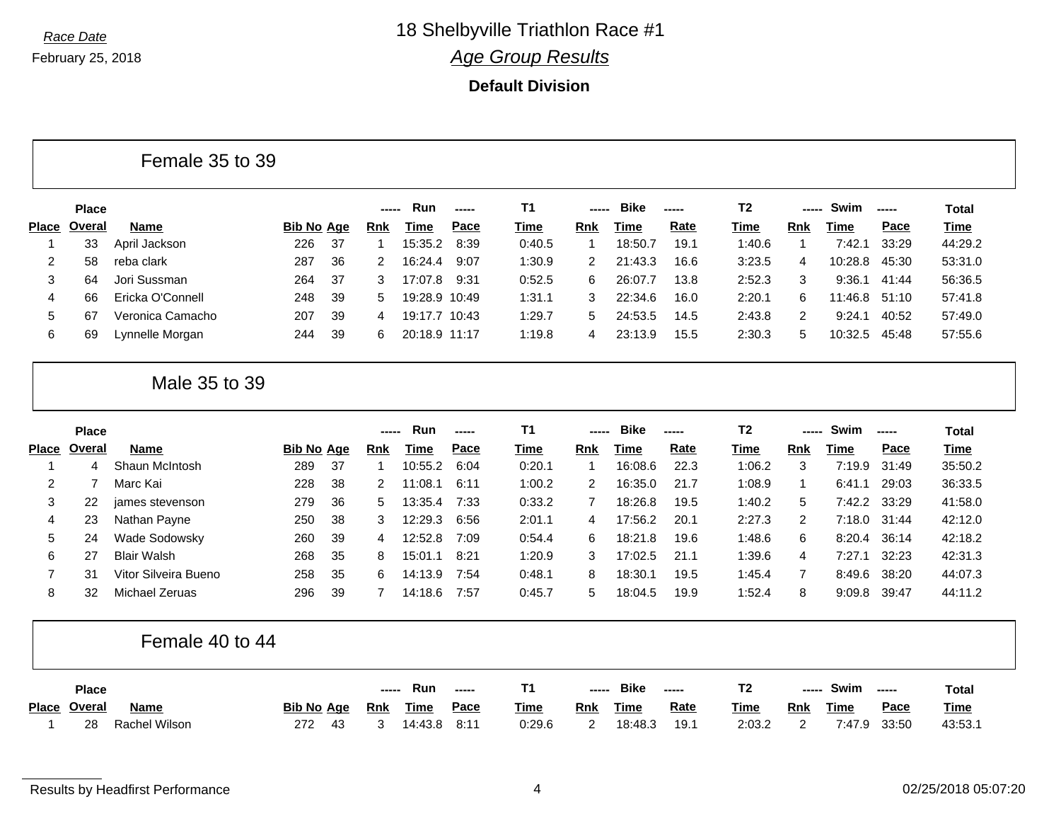*Race Date*

February 25, 2018

# 18 Shelbyville Triathlon Race #1

## *Age Group Results*

**Default Division**

### Female 35 to 39

| Place | Place Overal | Name | Bib No | Age | Run Rnk | Run Time | Run Pace | T1 Time | Bike Rnk | Bike Time | Bike Rate | T2 Time | Swim Rnk | Swim Time | Swim Pace | Total Time |
|---|---|---|---|---|---|---|---|---|---|---|---|---|---|---|---|---|
| 1 | 33 | April Jackson | 226 | 37 | 1 | 15:35.2 | 8:39 | 0:40.5 | 1 | 18:50.7 | 19.1 | 1:40.6 | 1 | 7:42.1 | 33:29 | 44:29.2 |
| 2 | 58 | reba clark | 287 | 36 | 2 | 16:24.4 | 9:07 | 1:30.9 | 2 | 21:43.3 | 16.6 | 3:23.5 | 4 | 10:28.8 | 45:30 | 53:31.0 |
| 3 | 64 | Jori Sussman | 264 | 37 | 3 | 17:07.8 | 9:31 | 0:52.5 | 6 | 26:07.7 | 13.8 | 2:52.3 | 3 | 9:36.1 | 41:44 | 56:36.5 |
| 4 | 66 | Ericka O'Connell | 248 | 39 | 5 | 19:28.9 | 10:49 | 1:31.1 | 3 | 22:34.6 | 16.0 | 2:20.1 | 6 | 11:46.8 | 51:10 | 57:41.8 |
| 5 | 67 | Veronica Camacho | 207 | 39 | 4 | 19:17.7 | 10:43 | 1:29.7 | 5 | 24:53.5 | 14.5 | 2:43.8 | 2 | 9:24.1 | 40:52 | 57:49.0 |
| 6 | 69 | Lynnelle Morgan | 244 | 39 | 6 | 20:18.9 | 11:17 | 1:19.8 | 4 | 23:13.9 | 15.5 | 2:30.3 | 5 | 10:32.5 | 45:48 | 57:55.6 |

### Male 35 to 39

| Place | Place Overal | Name | Bib No | Age | Run Rnk | Run Time | Run Pace | T1 Time | Bike Rnk | Bike Time | Bike Rate | T2 Time | Swim Rnk | Swim Time | Swim Pace | Total Time |
|---|---|---|---|---|---|---|---|---|---|---|---|---|---|---|---|---|
| 1 | 4 | Shaun McIntosh | 289 | 37 | 1 | 10:55.2 | 6:04 | 0:20.1 | 1 | 16:08.6 | 22.3 | 1:06.2 | 3 | 7:19.9 | 31:49 | 35:50.2 |
| 2 | 7 | Marc Kai | 228 | 38 | 2 | 11:08.1 | 6:11 | 1:00.2 | 2 | 16:35.0 | 21.7 | 1:08.9 | 1 | 6:41.1 | 29:03 | 36:33.5 |
| 3 | 22 | james stevenson | 279 | 36 | 5 | 13:35.4 | 7:33 | 0:33.2 | 7 | 18:26.8 | 19.5 | 1:40.2 | 5 | 7:42.2 | 33:29 | 41:58.0 |
| 4 | 23 | Nathan Payne | 250 | 38 | 3 | 12:29.3 | 6:56 | 2:01.1 | 4 | 17:56.2 | 20.1 | 2:27.3 | 2 | 7:18.0 | 31:44 | 42:12.0 |
| 5 | 24 | Wade Sodowsky | 260 | 39 | 4 | 12:52.8 | 7:09 | 0:54.4 | 6 | 18:21.8 | 19.6 | 1:48.6 | 6 | 8:20.4 | 36:14 | 42:18.2 |
| 6 | 27 | Blair Walsh | 268 | 35 | 8 | 15:01.1 | 8:21 | 1:20.9 | 3 | 17:02.5 | 21.1 | 1:39.6 | 4 | 7:27.1 | 32:23 | 42:31.3 |
| 7 | 31 | Vitor Silveira Bueno | 258 | 35 | 6 | 14:13.9 | 7:54 | 0:48.1 | 8 | 18:30.1 | 19.5 | 1:45.4 | 7 | 8:49.6 | 38:20 | 44:07.3 |
| 8 | 32 | Michael Zeruas | 296 | 39 | 7 | 14:18.6 | 7:57 | 0:45.7 | 5 | 18:04.5 | 19.9 | 1:52.4 | 8 | 9:09.8 | 39:47 | 44:11.2 |

### Female 40 to 44

| Place | Place Overal | Name | Bib No | Age | Run Rnk | Run Time | Run Pace | T1 Time | Bike Rnk | Bike Time | Bike Rate | T2 Time | Swim Rnk | Swim Time | Swim Pace | Total Time |
|---|---|---|---|---|---|---|---|---|---|---|---|---|---|---|---|---|
| 1 | 28 | Rachel Wilson | 272 | 43 | 3 | 14:43.8 | 8:11 | 0:29.6 | 2 | 18:48.3 | 19.1 | 2:03.2 | 2 | 7:47.9 | 33:50 | 43:53.1 |

Results by Headfirst Performance 02/25/2018 05:07:20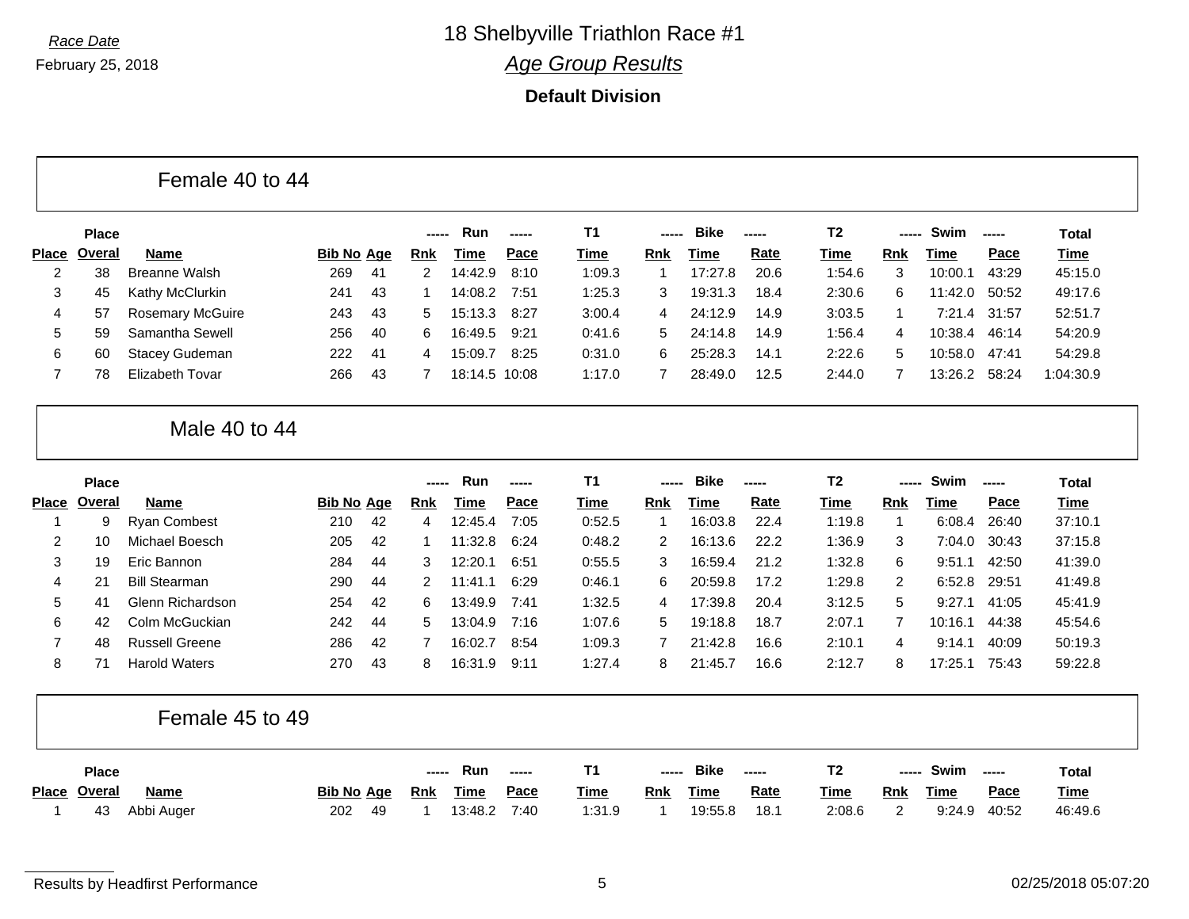*Race Date*

February 25, 2018

# 18 Shelbyville Triathlon Race #1

## *Age Group Results*

**Default Division**

### Female 40 to 44

| Place | Place Overal | Name | Bib No | Age | Run Rnk | Run Time | Run Pace | T1 Time | Bike Rnk | Bike Time | Bike Rate | T2 Time | Swim Rnk | Swim Time | Swim Pace | Total Time |
|---|---|---|---|---|---|---|---|---|---|---|---|---|---|---|---|---|
| 2 | 38 | Breanne Walsh | 269 | 41 | 2 | 14:42.9 | 8:10 | 1:09.3 | 1 | 17:27.8 | 20.6 | 1:54.6 | 3 | 10:00.1 | 43:29 | 45:15.0 |
| 3 | 45 | Kathy McClurkin | 241 | 43 | 1 | 14:08.2 | 7:51 | 1:25.3 | 3 | 19:31.3 | 18.4 | 2:30.6 | 6 | 11:42.0 | 50:52 | 49:17.6 |
| 4 | 57 | Rosemary McGuire | 243 | 43 | 5 | 15:13.3 | 8:27 | 3:00.4 | 4 | 24:12.9 | 14.9 | 3:03.5 | 1 | 7:21.4 | 31:57 | 52:51.7 |
| 5 | 59 | Samantha Sewell | 256 | 40 | 6 | 16:49.5 | 9:21 | 0:41.6 | 5 | 24:14.8 | 14.9 | 1:56.4 | 4 | 10:38.4 | 46:14 | 54:20.9 |
| 6 | 60 | Stacey Gudeman | 222 | 41 | 4 | 15:09.7 | 8:25 | 0:31.0 | 6 | 25:28.3 | 14.1 | 2:22.6 | 5 | 10:58.0 | 47:41 | 54:29.8 |
| 7 | 78 | Elizabeth Tovar | 266 | 43 | 7 | 18:14.5 | 10:08 | 1:17.0 | 7 | 28:49.0 | 12.5 | 2:44.0 | 7 | 13:26.2 | 58:24 | 1:04:30.9 |

### Male 40 to 44

| Place | Place Overal | Name | Bib No | Age | Run Rnk | Run Time | Run Pace | T1 Time | Bike Rnk | Bike Time | Bike Rate | T2 Time | Swim Rnk | Swim Time | Swim Pace | Total Time |
|---|---|---|---|---|---|---|---|---|---|---|---|---|---|---|---|---|
| 1 | 9 | Ryan Combest | 210 | 42 | 4 | 12:45.4 | 7:05 | 0:52.5 | 1 | 16:03.8 | 22.4 | 1:19.8 | 1 | 6:08.4 | 26:40 | 37:10.1 |
| 2 | 10 | Michael Boesch | 205 | 42 | 1 | 11:32.8 | 6:24 | 0:48.2 | 2 | 16:13.6 | 22.2 | 1:36.9 | 3 | 7:04.0 | 30:43 | 37:15.8 |
| 3 | 19 | Eric Bannon | 284 | 44 | 3 | 12:20.1 | 6:51 | 0:55.5 | 3 | 16:59.4 | 21.2 | 1:32.8 | 6 | 9:51.1 | 42:50 | 41:39.0 |
| 4 | 21 | Bill Stearman | 290 | 44 | 2 | 11:41.1 | 6:29 | 0:46.1 | 6 | 20:59.8 | 17.2 | 1:29.8 | 2 | 6:52.8 | 29:51 | 41:49.8 |
| 5 | 41 | Glenn Richardson | 254 | 42 | 6 | 13:49.9 | 7:41 | 1:32.5 | 4 | 17:39.8 | 20.4 | 3:12.5 | 5 | 9:27.1 | 41:05 | 45:41.9 |
| 6 | 42 | Colm McGuckian | 242 | 44 | 5 | 13:04.9 | 7:16 | 1:07.6 | 5 | 19:18.8 | 18.7 | 2:07.1 | 7 | 10:16.1 | 44:38 | 45:54.6 |
| 7 | 48 | Russell Greene | 286 | 42 | 7 | 16:02.7 | 8:54 | 1:09.3 | 7 | 21:42.8 | 16.6 | 2:10.1 | 4 | 9:14.1 | 40:09 | 50:19.3 |
| 8 | 71 | Harold Waters | 270 | 43 | 8 | 16:31.9 | 9:11 | 1:27.4 | 8 | 21:45.7 | 16.6 | 2:12.7 | 8 | 17:25.1 | 75:43 | 59:22.8 |

### Female 45 to 49

| Place | Place Overal | Name | Bib No | Age | Run Rnk | Run Time | Run Pace | T1 Time | Bike Rnk | Bike Time | Bike Rate | T2 Time | Swim Rnk | Swim Time | Swim Pace | Total Time |
|---|---|---|---|---|---|---|---|---|---|---|---|---|---|---|---|---|
| 1 | 43 | Abbi Auger | 202 | 49 | 1 | 13:48.2 | 7:40 | 1:31.9 | 1 | 19:55.8 | 18.1 | 2:08.6 | 2 | 9:24.9 | 40:52 | 46:49.6 |

Results by Headfirst Performance

02/25/2018 05:07:20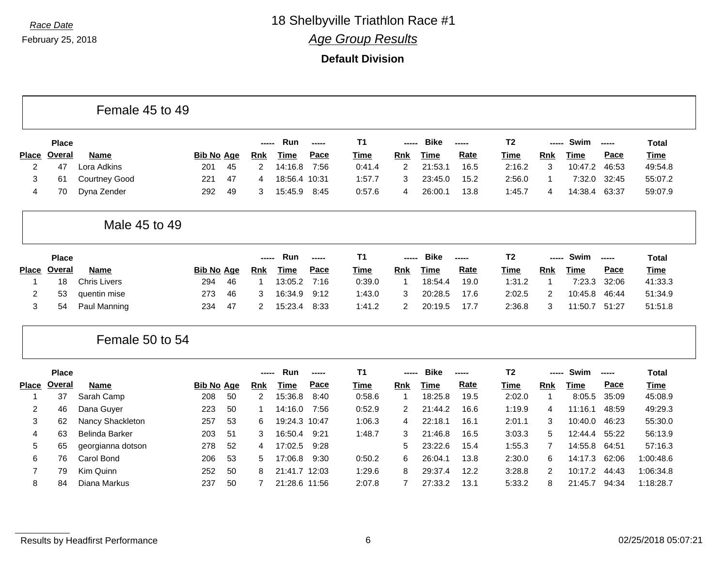*Race Date*

February 25, 2018

# 18 Shelbyville Triathlon Race #1

## *Age Group Results*

### Default Division

## Female 45 to 49

| Place | Place Overal | Name | Bib No | Age | Run Rnk | Run Time | Run Pace | T1 Time | Bike Rnk | Bike Time | Bike Rate | T2 Time | Swim Rnk | Swim Time | Swim Pace | Total Time |
|---|---|---|---|---|---|---|---|---|---|---|---|---|---|---|---|---|
| 2 | 47 | Lora Adkins | 201 | 45 | 2 | 14:16.8 | 7:56 | 0:41.4 | 2 | 21:53.1 | 16.5 | 2:16.2 | 3 | 10:47.2 | 46:53 | 49:54.8 |
| 3 | 61 | Courtney Good | 221 | 47 | 4 | 18:56.4 | 10:31 | 1:57.7 | 3 | 23:45.0 | 15.2 | 2:56.0 | 1 | 7:32.0 | 32:45 | 55:07.2 |
| 4 | 70 | Dyna Zender | 292 | 49 | 3 | 15:45.9 | 8:45 | 0:57.6 | 4 | 26:00.1 | 13.8 | 1:45.7 | 4 | 14:38.4 | 63:37 | 59:07.9 |

## Male 45 to 49

| Place | Place Overal | Name | Bib No | Age | Run Rnk | Run Time | Run Pace | T1 Time | Bike Rnk | Bike Time | Bike Rate | T2 Time | Swim Rnk | Swim Time | Swim Pace | Total Time |
|---|---|---|---|---|---|---|---|---|---|---|---|---|---|---|---|---|
| 1 | 18 | Chris Livers | 294 | 46 | 1 | 13:05.2 | 7:16 | 0:39.0 | 1 | 18:54.4 | 19.0 | 1:31.2 | 1 | 7:23.3 | 32:06 | 41:33.3 |
| 2 | 53 | quentin mise | 273 | 46 | 3 | 16:34.9 | 9:12 | 1:43.0 | 3 | 20:28.5 | 17.6 | 2:02.5 | 2 | 10:45.8 | 46:44 | 51:34.9 |
| 3 | 54 | Paul Manning | 234 | 47 | 2 | 15:23.4 | 8:33 | 1:41.2 | 2 | 20:19.5 | 17.7 | 2:36.8 | 3 | 11:50.7 | 51:27 | 51:51.8 |

## Female 50 to 54

| Place | Place Overal | Name | Bib No | Age | Run Rnk | Run Time | Run Pace | T1 Time | Bike Rnk | Bike Time | Bike Rate | T2 Time | Swim Rnk | Swim Time | Swim Pace | Total Time |
|---|---|---|---|---|---|---|---|---|---|---|---|---|---|---|---|---|
| 1 | 37 | Sarah Camp | 208 | 50 | 2 | 15:36.8 | 8:40 | 0:58.6 | 1 | 18:25.8 | 19.5 | 2:02.0 | 1 | 8:05.5 | 35:09 | 45:08.9 |
| 2 | 46 | Dana Guyer | 223 | 50 | 1 | 14:16.0 | 7:56 | 0:52.9 | 2 | 21:44.2 | 16.6 | 1:19.9 | 4 | 11:16.1 | 48:59 | 49:29.3 |
| 3 | 62 | Nancy Shackleton | 257 | 53 | 6 | 19:24.3 | 10:47 | 1:06.3 | 4 | 22:18.1 | 16.1 | 2:01.1 | 3 | 10:40.0 | 46:23 | 55:30.0 |
| 4 | 63 | Belinda Barker | 203 | 51 | 3 | 16:50.4 | 9:21 | 1:48.7 | 3 | 21:46.8 | 16.5 | 3:03.3 | 5 | 12:44.4 | 55:22 | 56:13.9 |
| 5 | 65 | georgianna dotson | 278 | 52 | 4 | 17:02.5 | 9:28 | | 5 | 23:22.6 | 15.4 | 1:55.3 | 7 | 14:55.8 | 64:51 | 57:16.3 |
| 6 | 76 | Carol Bond | 206 | 53 | 5 | 17:06.8 | 9:30 | 0:50.2 | 6 | 26:04.1 | 13.8 | 2:30.0 | 6 | 14:17.3 | 62:06 | 1:00:48.6 |
| 7 | 79 | Kim Quinn | 252 | 50 | 8 | 21:41.7 | 12:03 | 1:29.6 | 8 | 29:37.4 | 12.2 | 3:28.8 | 2 | 10:17.2 | 44:43 | 1:06:34.8 |
| 8 | 84 | Diana Markus | 237 | 50 | 7 | 21:28.6 | 11:56 | 2:07.8 | 7 | 27:33.2 | 13.1 | 5:33.2 | 8 | 21:45.7 | 94:34 | 1:18:28.7 |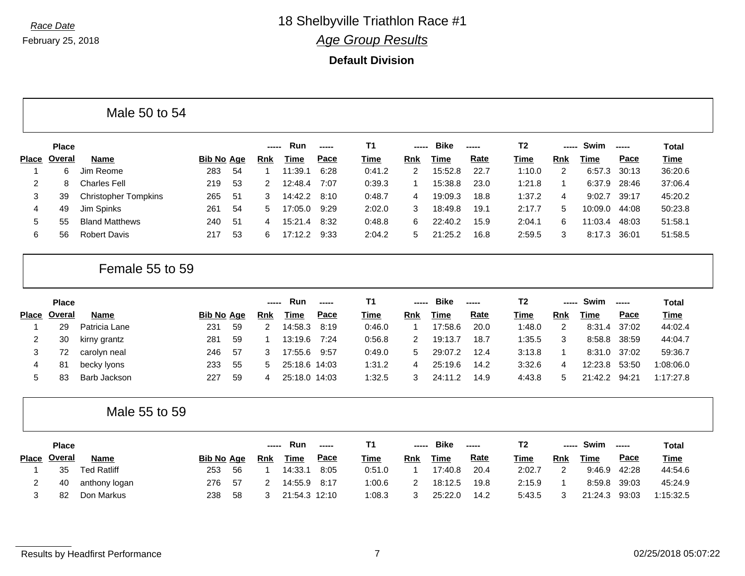Race Date

February 25, 2018

# 18 Shelbyville Triathlon Race #1

## Age Group Results

**Default Division**

### Male 50 to 54

| Place | Place Overal | Name | Bib No | Age | Run Rnk | Run Time | Run Pace | T1 Time | Bike Rnk | Bike Time | Bike Rate | T2 Time | Swim Rnk | Swim Time | Swim Pace | Total Time |
|---|---|---|---|---|---|---|---|---|---|---|---|---|---|---|---|---|
| 1 | 6 | Jim Reome | 283 | 54 | 1 | 11:39.1 | 6:28 | 0:41.2 | 2 | 15:52.8 | 22.7 | 1:10.0 | 2 | 6:57.3 | 30:13 | 36:20.6 |
| 2 | 8 | Charles Fell | 219 | 53 | 2 | 12:48.4 | 7:07 | 0:39.3 | 1 | 15:38.8 | 23.0 | 1:21.8 | 1 | 6:37.9 | 28:46 | 37:06.4 |
| 3 | 39 | Christopher Tompkins | 265 | 51 | 3 | 14:42.2 | 8:10 | 0:48.7 | 4 | 19:09.3 | 18.8 | 1:37.2 | 4 | 9:02.7 | 39:17 | 45:20.2 |
| 4 | 49 | Jim Spinks | 261 | 54 | 5 | 17:05.0 | 9:29 | 2:02.0 | 3 | 18:49.8 | 19.1 | 2:17.7 | 5 | 10:09.0 | 44:08 | 50:23.8 |
| 5 | 55 | Bland Matthews | 240 | 51 | 4 | 15:21.4 | 8:32 | 0:48.8 | 6 | 22:40.2 | 15.9 | 2:04.1 | 6 | 11:03.4 | 48:03 | 51:58.1 |
| 6 | 56 | Robert Davis | 217 | 53 | 6 | 17:12.2 | 9:33 | 2:04.2 | 5 | 21:25.2 | 16.8 | 2:59.5 | 3 | 8:17.3 | 36:01 | 51:58.5 |

### Female 55 to 59

| Place | Place Overal | Name | Bib No | Age | Run Rnk | Run Time | Run Pace | T1 Time | Bike Rnk | Bike Time | Bike Rate | T2 Time | Swim Rnk | Swim Time | Swim Pace | Total Time |
|---|---|---|---|---|---|---|---|---|---|---|---|---|---|---|---|---|
| 1 | 29 | Patricia Lane | 231 | 59 | 2 | 14:58.3 | 8:19 | 0:46.0 | 1 | 17:58.6 | 20.0 | 1:48.0 | 2 | 8:31.4 | 37:02 | 44:02.4 |
| 2 | 30 | kirny grantz | 281 | 59 | 1 | 13:19.6 | 7:24 | 0:56.8 | 2 | 19:13.7 | 18.7 | 1:35.5 | 3 | 8:58.8 | 38:59 | 44:04.7 |
| 3 | 72 | carolyn neal | 246 | 57 | 3 | 17:55.6 | 9:57 | 0:49.0 | 5 | 29:07.2 | 12.4 | 3:13.8 | 1 | 8:31.0 | 37:02 | 59:36.7 |
| 4 | 81 | becky lyons | 233 | 55 | 5 | 25:18.6 | 14:03 | 1:31.2 | 4 | 25:19.6 | 14.2 | 3:32.6 | 4 | 12:23.8 | 53:50 | 1:08:06.0 |
| 5 | 83 | Barb Jackson | 227 | 59 | 4 | 25:18.0 | 14:03 | 1:32.5 | 3 | 24:11.2 | 14.9 | 4:43.8 | 5 | 21:42.2 | 94:21 | 1:17:27.8 |

### Male 55 to 59

| Place | Place Overal | Name | Bib No | Age | Run Rnk | Run Time | Run Pace | T1 Time | Bike Rnk | Bike Time | Bike Rate | T2 Time | Swim Rnk | Swim Time | Swim Pace | Total Time |
|---|---|---|---|---|---|---|---|---|---|---|---|---|---|---|---|---|
| 1 | 35 | Ted Ratliff | 253 | 56 | 1 | 14:33.1 | 8:05 | 0:51.0 | 1 | 17:40.8 | 20.4 | 2:02.7 | 2 | 9:46.9 | 42:28 | 44:54.6 |
| 2 | 40 | anthony logan | 276 | 57 | 2 | 14:55.9 | 8:17 | 1:00.6 | 2 | 18:12.5 | 19.8 | 2:15.9 | 1 | 8:59.8 | 39:03 | 45:24.9 |
| 3 | 82 | Don Markus | 238 | 58 | 3 | 21:54.3 | 12:10 | 1:08.3 | 3 | 25:22.0 | 14.2 | 5:43.5 | 3 | 21:24.3 | 93:03 | 1:15:32.5 |

Results by Headfirst Performance — 02/25/2018 05:07:22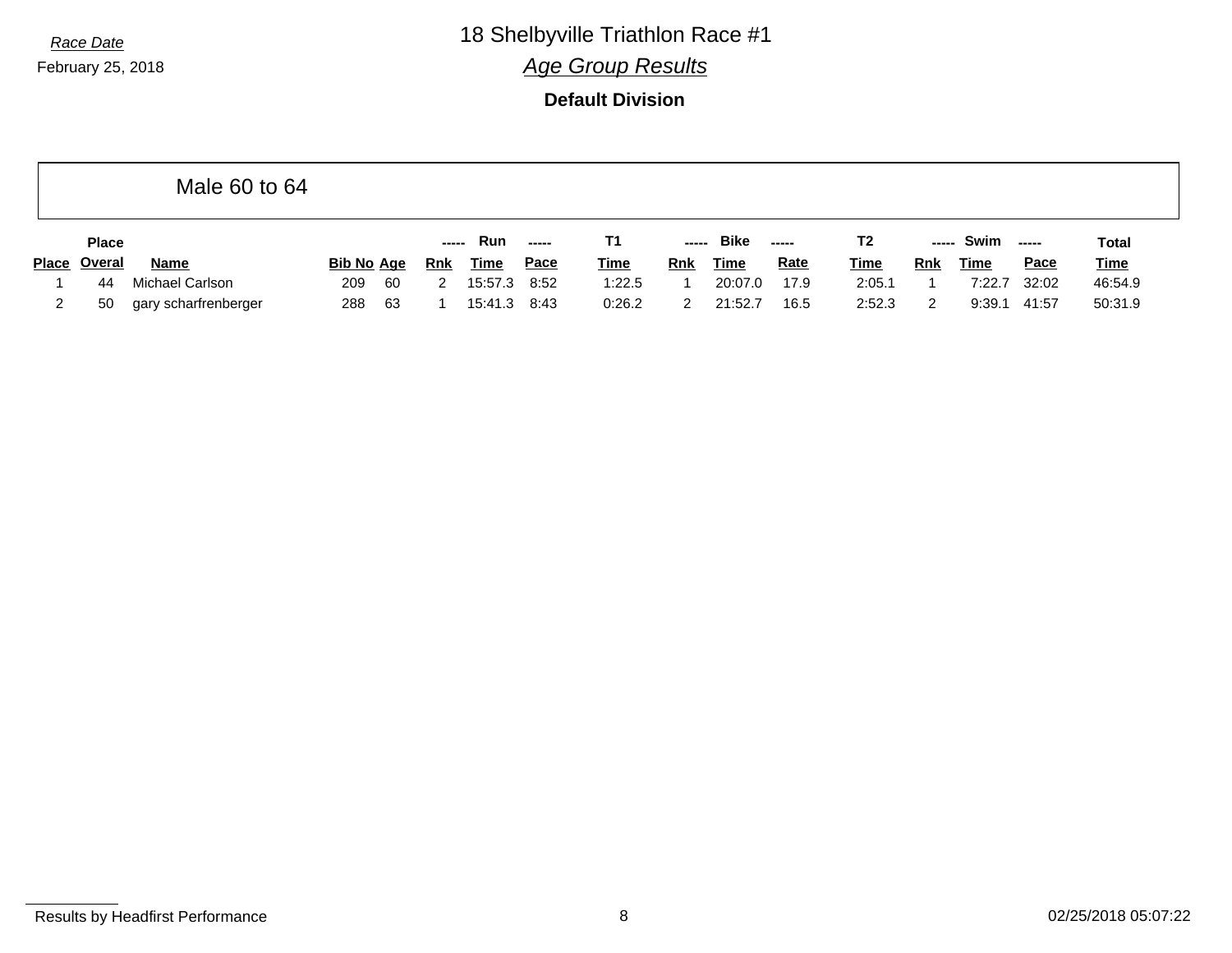*Race Date*

February 25, 2018

# 18 Shelbyville Triathlon Race #1

## *Age Group Results*

**Default Division**

### Male 60 to 64

| | Place | | | | ----- | Run | ----- | T1 | ----- | Bike | ----- | T2 | ----- | Swim | ----- | Total |
|---|---|---|---|---|---|---|---|---|---|---|---|---|---|---|---|---|
| **Place** | **Overal** | **Name** | **Bib No** | **Age** | **Rnk** | **Time** | **Pace** | **Time** | **Rnk** | **Time** | **Rate** | **Time** | **Rnk** | **Time** | **Pace** | **Time** |
| 1 | 44 | Michael Carlson | 209 | 60 | 2 | 15:57.3 | 8:52 | 1:22.5 | 1 | 20:07.0 | 17.9 | 2:05.1 | 1 | 7:22.7 | 32:02 | 46:54.9 |
| 2 | 50 | gary scharfrenberger | 288 | 63 | 1 | 15:41.3 | 8:43 | 0:26.2 | 2 | 21:52.7 | 16.5 | 2:52.3 | 2 | 9:39.1 | 41:57 | 50:31.9 |

Results by Headfirst Performance

02/25/2018 05:07:22